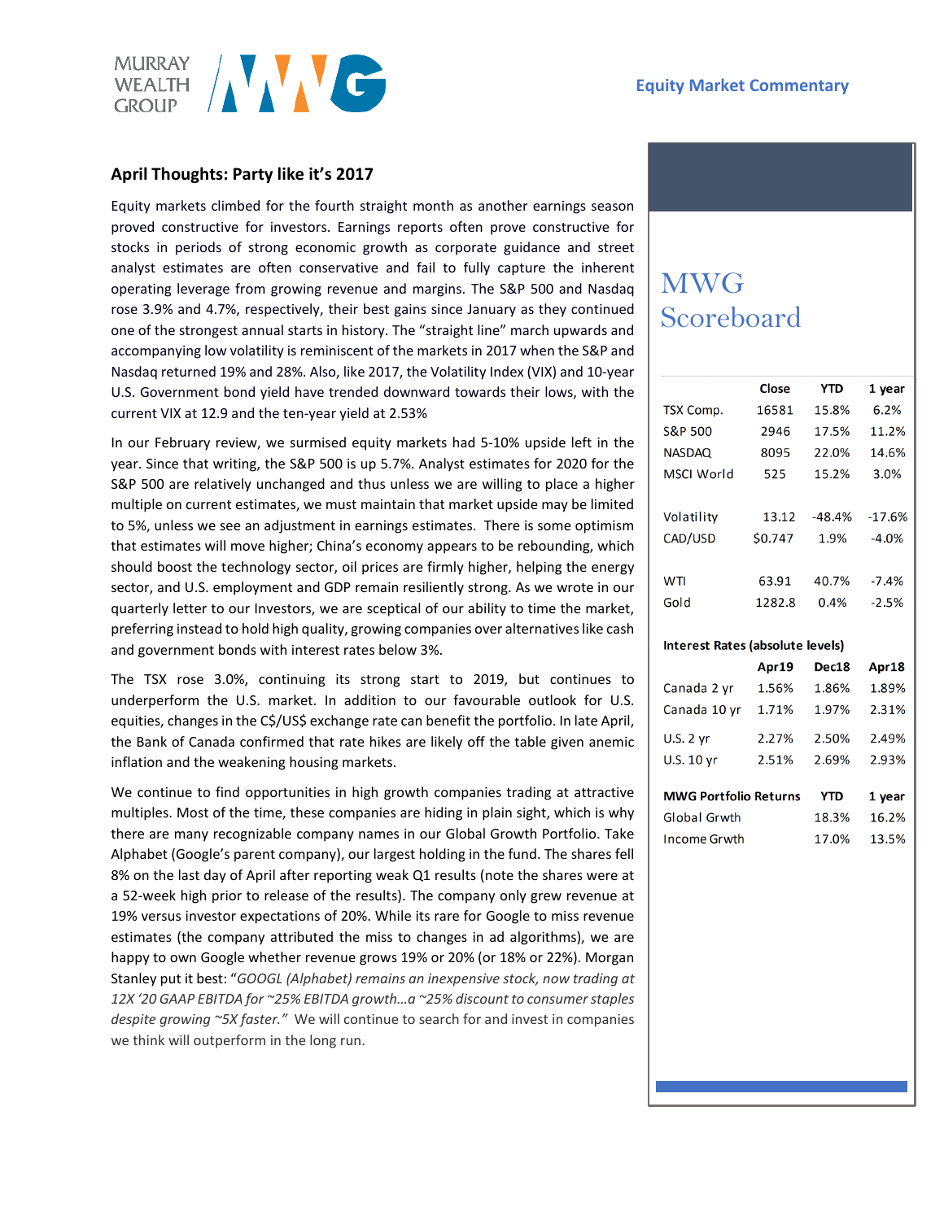Equity Market Commentary

## April Thoughts: Party like it's 2017

Equity markets climbed for the fourth straight month as another earnings season proved constructive for investors. Earnings reports often prove constructive for stocks in periods of strong economic growth as corporate guidance and street analyst estimates are often conservative and fail to fully capture the inherent operating leverage from growing revenue and margins. The S&P 500 and Nasdaq rose 3.9% and 4.7%, respectively, their best gains since January as they continued one of the strongest annual starts in history. The "straight line" march upwards and accompanying low volatility is reminiscent of the markets in 2017 when the S&P and Nasdaq returned 19% and 28%. Also, like 2017, the Volatility Index (VIX) and 10-year U.S. Government bond yield have trended downward towards their lows, with the current VIX at 12.9 and the ten-year yield at 2.53%

In our February review, we surmised equity markets had 5-10% upside left in the year. Since that writing, the S&P 500 is up 5.7%. Analyst estimates for 2020 for the S&P 500 are relatively unchanged and thus unless we are willing to place a higher multiple on current estimates, we must maintain that market upside may be limited to 5%, unless we see an adjustment in earnings estimates. There is some optimism that estimates will move higher; China's economy appears to be rebounding, which should boost the technology sector, oil prices are firmly higher, helping the energy sector, and U.S. employment and GDP remain resiliently strong. As we wrote in our quarterly letter to our Investors, we are sceptical of our ability to time the market, preferring instead to hold high quality, growing companies over alternatives like cash and government bonds with interest rates below 3%.

The TSX rose 3.0%, continuing its strong start to 2019, but continues to underperform the U.S. market. In addition to our favourable outlook for U.S. equities, changes in the C$/US$ exchange rate can benefit the portfolio. In late April, the Bank of Canada confirmed that rate hikes are likely off the table given anemic inflation and the weakening housing markets.

We continue to find opportunities in high growth companies trading at attractive multiples. Most of the time, these companies are hiding in plain sight, which is why there are many recognizable company names in our Global Growth Portfolio. Take Alphabet (Google's parent company), our largest holding in the fund. The shares fell 8% on the last day of April after reporting weak Q1 results (note the shares were at a 52-week high prior to release of the results). The company only grew revenue at 19% versus investor expectations of 20%. While its rare for Google to miss revenue estimates (the company attributed the miss to changes in ad algorithms), we are happy to own Google whether revenue grows 19% or 20% (or 18% or 22%). Morgan Stanley put it best: "*GOOGL (Alphabet) remains an inexpensive stock, now trading at 12X '20 GAAP EBITDA for ~25% EBITDA growth…a ~25% discount to consumer staples despite growing ~5X faster.*" We will continue to search for and invest in companies we think will outperform in the long run.

## MWG Scoreboard

| | Close | YTD | 1 year |
|---|---|---|---|
| TSX Comp. | 16581 | 15.8% | 6.2% |
| S&P 500 | 2946 | 17.5% | 11.2% |
| NASDAQ | 8095 | 22.0% | 14.6% |
| MSCI World | 525 | 15.2% | 3.0% |
| Volatility | 13.12 | -48.4% | -17.6% |
| CAD/USD | $0.747 | 1.9% | -4.0% |
| WTI | 63.91 | 40.7% | -7.4% |
| Gold | 1282.8 | 0.4% | -2.5% |

**Interest Rates (absolute levels)**

| | Apr19 | Dec18 | Apr18 |
|---|---|---|---|
| Canada 2 yr | 1.56% | 1.86% | 1.89% |
| Canada 10 yr | 1.71% | 1.97% | 2.31% |
| U.S. 2 yr | 2.27% | 2.50% | 2.49% |
| U.S. 10 yr | 2.51% | 2.69% | 2.93% |

| MWG Portfolio Returns | YTD | 1 year |
|---|---|---|
| Global Grwth | 18.3% | 16.2% |
| Income Grwth | 17.0% | 13.5% |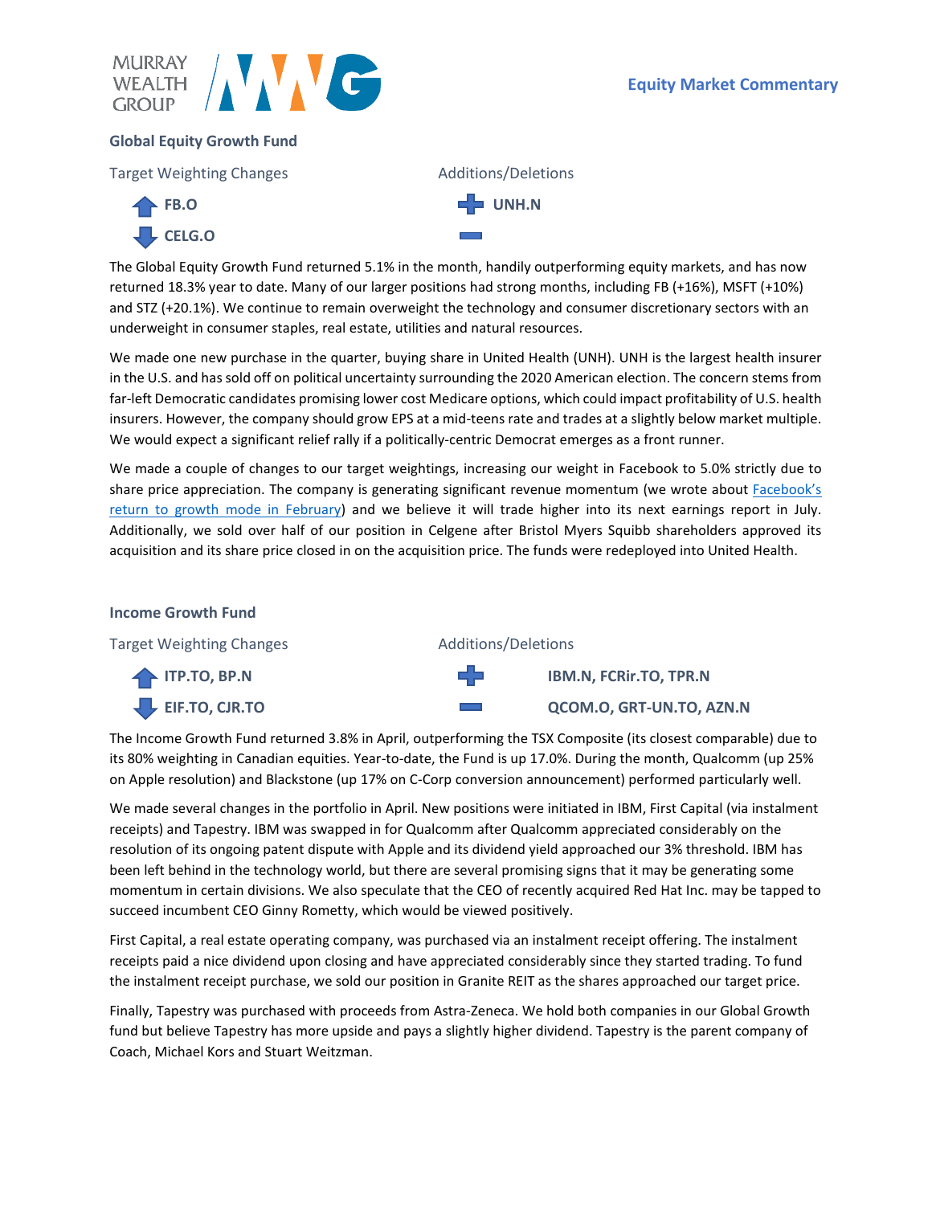MURRAY WEALTH GROUP

**Equity Market Commentary**

## Global Equity Growth Fund

| Target Weighting Changes | Additions/Deletions |
|---|---|
| ↑ **FB.O** | + **UNH.N** |
| ↓ **CELG.O** | − |

The Global Equity Growth Fund returned 5.1% in the month, handily outperforming equity markets, and has now returned 18.3% year to date. Many of our larger positions had strong months, including FB (+16%), MSFT (+10%) and STZ (+20.1%). We continue to remain overweight the technology and consumer discretionary sectors with an underweight in consumer staples, real estate, utilities and natural resources.

We made one new purchase in the quarter, buying share in United Health (UNH). UNH is the largest health insurer in the U.S. and has sold off on political uncertainty surrounding the 2020 American election. The concern stems from far-left Democratic candidates promising lower cost Medicare options, which could impact profitability of U.S. health insurers. However, the company should grow EPS at a mid-teens rate and trades at a slightly below market multiple. We would expect a significant relief rally if a politically-centric Democrat emerges as a front runner.

We made a couple of changes to our target weightings, increasing our weight in Facebook to 5.0% strictly due to share price appreciation. The company is generating significant revenue momentum (we wrote about Facebook's return to growth mode in February) and we believe it will trade higher into its next earnings report in July. Additionally, we sold over half of our position in Celgene after Bristol Myers Squibb shareholders approved its acquisition and its share price closed in on the acquisition price. The funds were redeployed into United Health.

## Income Growth Fund

| Target Weighting Changes | Additions/Deletions |
|---|---|
| ↑ **ITP.TO, BP.N** | + **IBM.N, FCRir.TO, TPR.N** |
| ↓ **EIF.TO, CJR.TO** | − **QCOM.O, GRT-UN.TO, AZN.N** |

The Income Growth Fund returned 3.8% in April, outperforming the TSX Composite (its closest comparable) due to its 80% weighting in Canadian equities. Year-to-date, the Fund is up 17.0%. During the month, Qualcomm (up 25% on Apple resolution) and Blackstone (up 17% on C-Corp conversion announcement) performed particularly well.

We made several changes in the portfolio in April. New positions were initiated in IBM, First Capital (via instalment receipts) and Tapestry. IBM was swapped in for Qualcomm after Qualcomm appreciated considerably on the resolution of its ongoing patent dispute with Apple and its dividend yield approached our 3% threshold. IBM has been left behind in the technology world, but there are several promising signs that it may be generating some momentum in certain divisions. We also speculate that the CEO of recently acquired Red Hat Inc. may be tapped to succeed incumbent CEO Ginny Rometty, which would be viewed positively.

First Capital, a real estate operating company, was purchased via an instalment receipt offering. The instalment receipts paid a nice dividend upon closing and have appreciated considerably since they started trading. To fund the instalment receipt purchase, we sold our position in Granite REIT as the shares approached our target price.

Finally, Tapestry was purchased with proceeds from Astra-Zeneca. We hold both companies in our Global Growth fund but believe Tapestry has more upside and pays a slightly higher dividend. Tapestry is the parent company of Coach, Michael Kors and Stuart Weitzman.